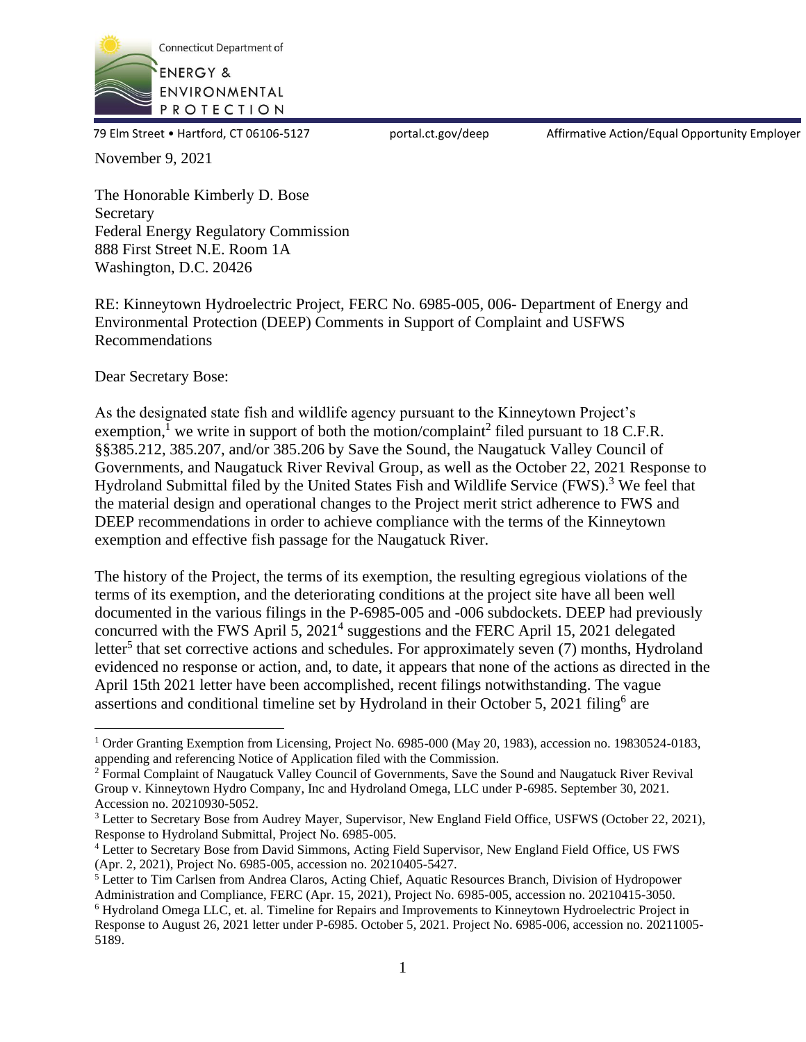Connecticut Department of

ENERGY & ENVIRONMENTAL PROTECTION

79 Elm Street • Hartford, CT 06106-5127     portal.ct.gov/deep     Affirmative Action/Equal Opportunity Employer

November 9, 2021

The Honorable Kimberly D. Bose
Secretary
Federal Energy Regulatory Commission
888 First Street N.E. Room 1A
Washington, D.C. 20426

RE: Kinneytown Hydroelectric Project, FERC No. 6985-005, 006- Department of Energy and Environmental Protection (DEEP) Comments in Support of Complaint and USFWS Recommendations

Dear Secretary Bose:

As the designated state fish and wildlife agency pursuant to the Kinneytown Project's exemption,[1] we write in support of both the motion/complaint[2] filed pursuant to 18 C.F.R. §§385.212, 385.207, and/or 385.206 by Save the Sound, the Naugatuck Valley Council of Governments, and Naugatuck River Revival Group, as well as the October 22, 2021 Response to Hydroland Submittal filed by the United States Fish and Wildlife Service (FWS).[3] We feel that the material design and operational changes to the Project merit strict adherence to FWS and DEEP recommendations in order to achieve compliance with the terms of the Kinneytown exemption and effective fish passage for the Naugatuck River.

The history of the Project, the terms of its exemption, the resulting egregious violations of the terms of its exemption, and the deteriorating conditions at the project site have all been well documented in the various filings in the P-6985-005 and -006 subdockets. DEEP had previously concurred with the FWS April 5, 2021[4] suggestions and the FERC April 15, 2021 delegated letter[5] that set corrective actions and schedules. For approximately seven (7) months, Hydroland evidenced no response or action, and, to date, it appears that none of the actions as directed in the April 15th 2021 letter have been accomplished, recent filings notwithstanding. The vague assertions and conditional timeline set by Hydroland in their October 5, 2021 filing[6] are

---

[1] Order Granting Exemption from Licensing, Project No. 6985-000 (May 20, 1983), accession no. 19830524-0183, appending and referencing Notice of Application filed with the Commission.

[2] Formal Complaint of Naugatuck Valley Council of Governments, Save the Sound and Naugatuck River Revival Group v. Kinneytown Hydro Company, Inc and Hydroland Omega, LLC under P-6985. September 30, 2021. Accession no. 20210930-5052.

[3] Letter to Secretary Bose from Audrey Mayer, Supervisor, New England Field Office, USFWS (October 22, 2021), Response to Hydroland Submittal, Project No. 6985-005.

[4] Letter to Secretary Bose from David Simmons, Acting Field Supervisor, New England Field Office, US FWS (Apr. 2, 2021), Project No. 6985-005, accession no. 20210405-5427.

[5] Letter to Tim Carlsen from Andrea Claros, Acting Chief, Aquatic Resources Branch, Division of Hydropower Administration and Compliance, FERC (Apr. 15, 2021), Project No. 6985-005, accession no. 20210415-3050.

[6] Hydroland Omega LLC, et. al. Timeline for Repairs and Improvements to Kinneytown Hydroelectric Project in Response to August 26, 2021 letter under P-6985. October 5, 2021. Project No. 6985-006, accession no. 20211005-5189.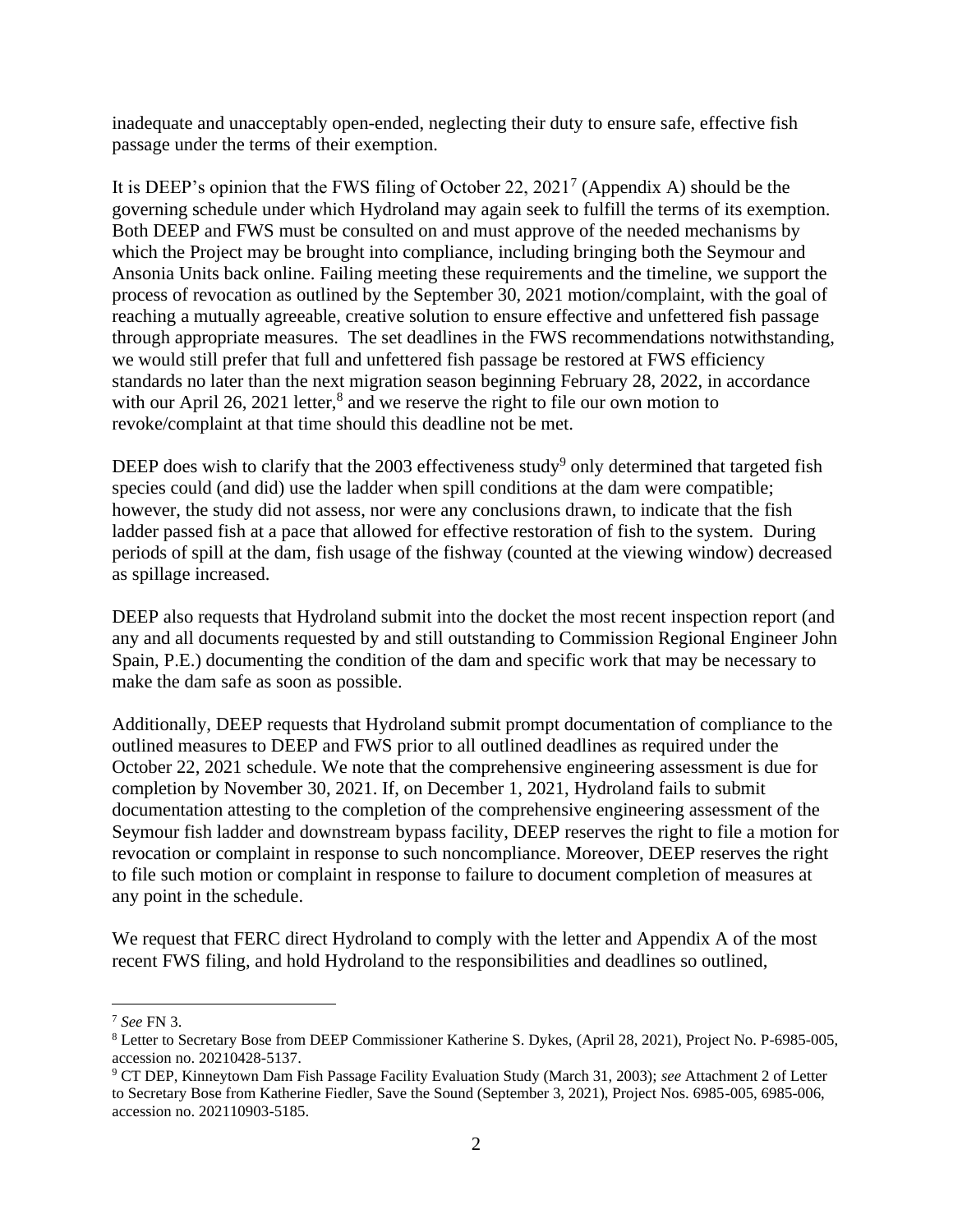inadequate and unacceptably open-ended, neglecting their duty to ensure safe, effective fish passage under the terms of their exemption.

It is DEEP's opinion that the FWS filing of October 22, 2021[7] (Appendix A) should be the governing schedule under which Hydroland may again seek to fulfill the terms of its exemption. Both DEEP and FWS must be consulted on and must approve of the needed mechanisms by which the Project may be brought into compliance, including bringing both the Seymour and Ansonia Units back online. Failing meeting these requirements and the timeline, we support the process of revocation as outlined by the September 30, 2021 motion/complaint, with the goal of reaching a mutually agreeable, creative solution to ensure effective and unfettered fish passage through appropriate measures. The set deadlines in the FWS recommendations notwithstanding, we would still prefer that full and unfettered fish passage be restored at FWS efficiency standards no later than the next migration season beginning February 28, 2022, in accordance with our April 26, 2021 letter,[8] and we reserve the right to file our own motion to revoke/complaint at that time should this deadline not be met.

DEEP does wish to clarify that the 2003 effectiveness study[9] only determined that targeted fish species could (and did) use the ladder when spill conditions at the dam were compatible; however, the study did not assess, nor were any conclusions drawn, to indicate that the fish ladder passed fish at a pace that allowed for effective restoration of fish to the system. During periods of spill at the dam, fish usage of the fishway (counted at the viewing window) decreased as spillage increased.

DEEP also requests that Hydroland submit into the docket the most recent inspection report (and any and all documents requested by and still outstanding to Commission Regional Engineer John Spain, P.E.) documenting the condition of the dam and specific work that may be necessary to make the dam safe as soon as possible.

Additionally, DEEP requests that Hydroland submit prompt documentation of compliance to the outlined measures to DEEP and FWS prior to all outlined deadlines as required under the October 22, 2021 schedule. We note that the comprehensive engineering assessment is due for completion by November 30, 2021. If, on December 1, 2021, Hydroland fails to submit documentation attesting to the completion of the comprehensive engineering assessment of the Seymour fish ladder and downstream bypass facility, DEEP reserves the right to file a motion for revocation or complaint in response to such noncompliance. Moreover, DEEP reserves the right to file such motion or complaint in response to failure to document completion of measures at any point in the schedule.

We request that FERC direct Hydroland to comply with the letter and Appendix A of the most recent FWS filing, and hold Hydroland to the responsibilities and deadlines so outlined,

---

[7] *See* FN 3.

[8] Letter to Secretary Bose from DEEP Commissioner Katherine S. Dykes, (April 28, 2021), Project No. P-6985-005, accession no. 20210428-5137.

[9] CT DEP, Kinneytown Dam Fish Passage Facility Evaluation Study (March 31, 2003); *see* Attachment 2 of Letter to Secretary Bose from Katherine Fiedler, Save the Sound (September 3, 2021), Project Nos. 6985-005, 6985-006, accession no. 202110903-5185.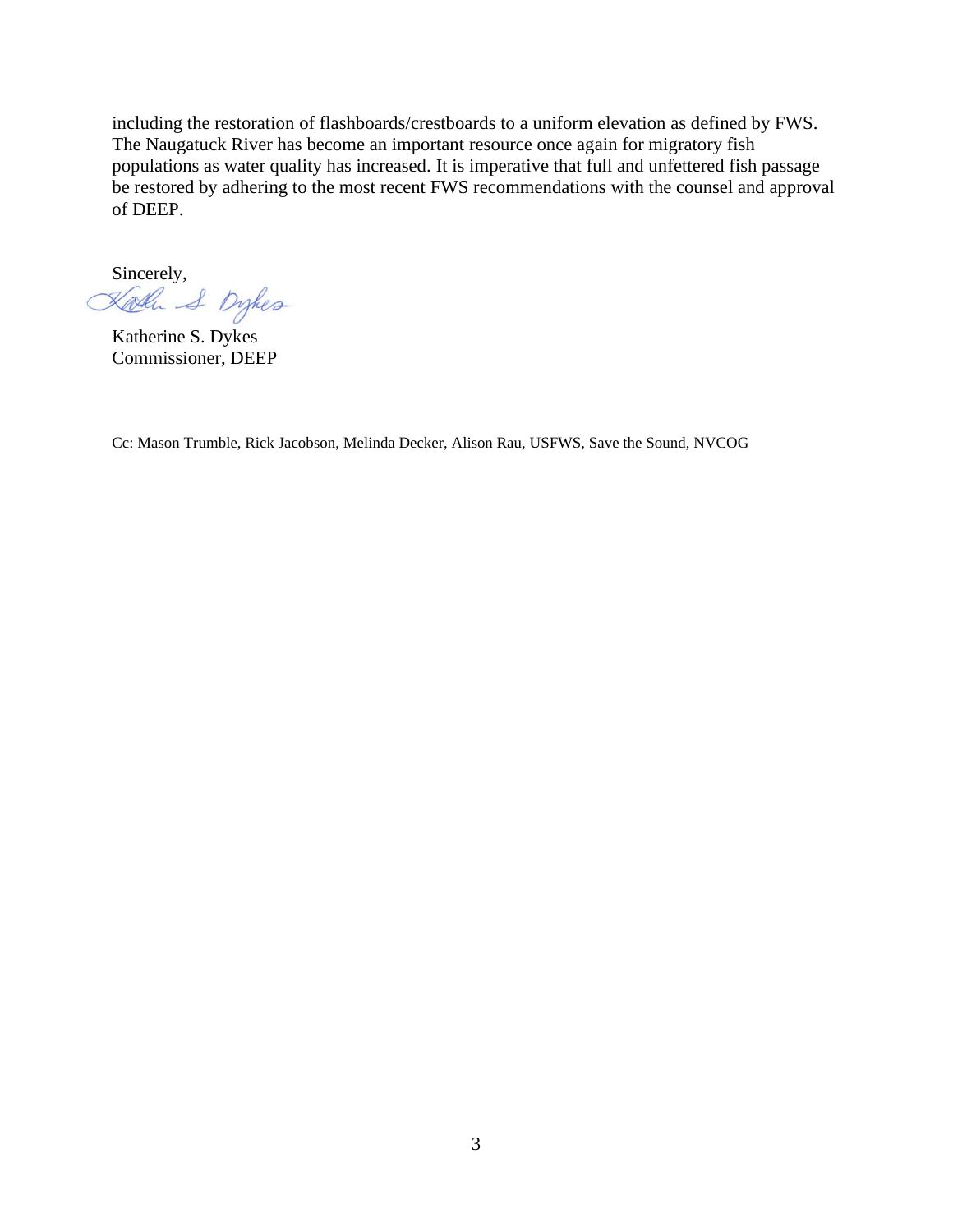including the restoration of flashboards/crestboards to a uniform elevation as defined by FWS. The Naugatuck River has become an important resource once again for migratory fish populations as water quality has increased. It is imperative that full and unfettered fish passage be restored by adhering to the most recent FWS recommendations with the counsel and approval of DEEP.

Sincerely,

Katherine S. Dykes
Commissioner, DEEP

Cc: Mason Trumble, Rick Jacobson, Melinda Decker, Alison Rau, USFWS, Save the Sound, NVCOG